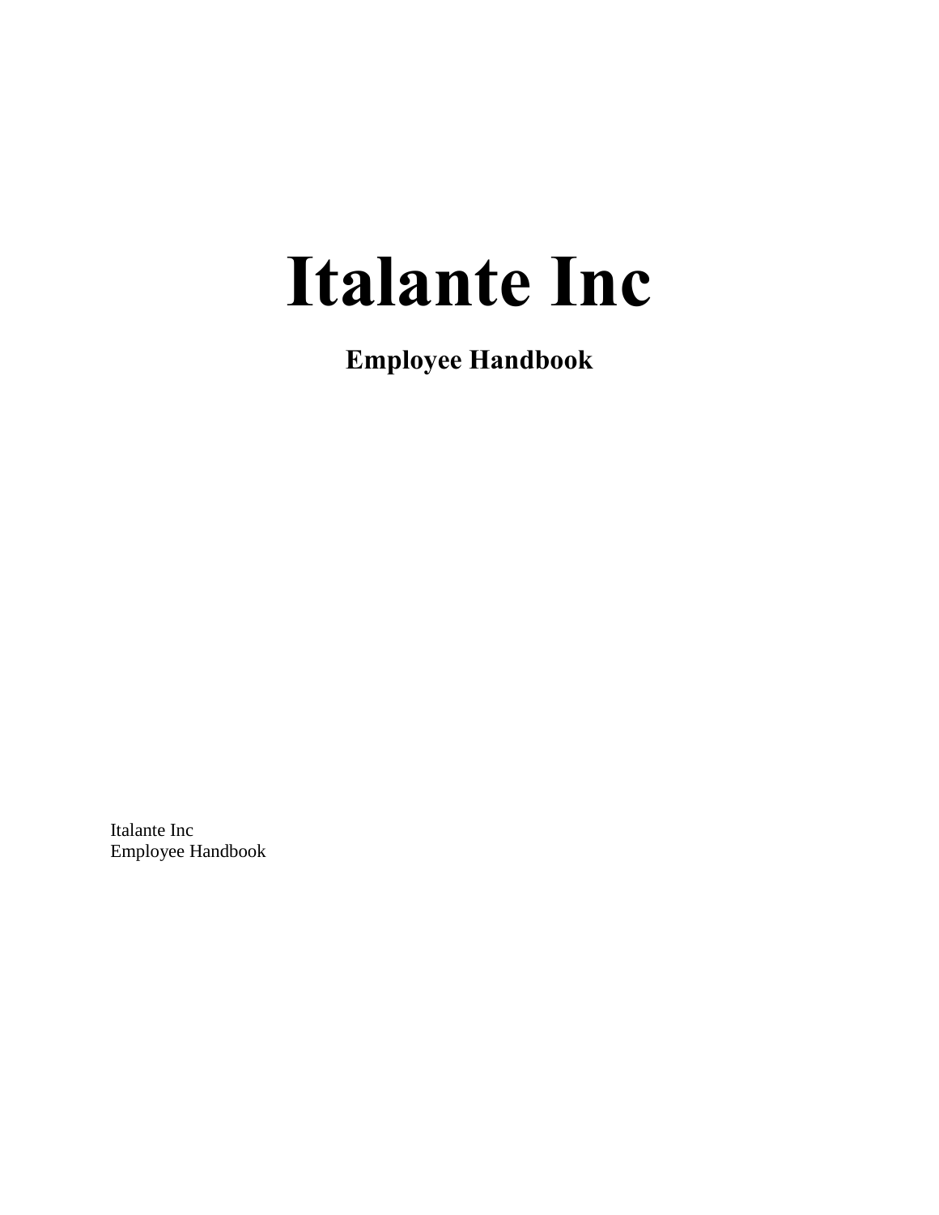# Italante Inc

## Employee Handbook

Italante Inc
Employee Handbook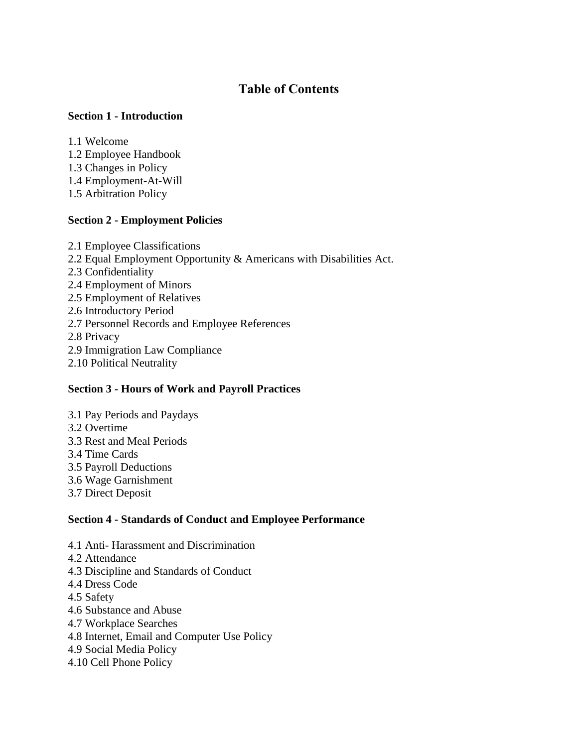# Table of Contents

**Section 1 - Introduction**

1.1 Welcome
1.2 Employee Handbook
1.3 Changes in Policy
1.4 Employment-At-Will
1.5 Arbitration Policy

**Section 2 - Employment Policies**

2.1 Employee Classifications
2.2 Equal Employment Opportunity & Americans with Disabilities Act.
2.3 Confidentiality
2.4 Employment of Minors
2.5 Employment of Relatives
2.6 Introductory Period
2.7 Personnel Records and Employee References
2.8 Privacy
2.9 Immigration Law Compliance
2.10 Political Neutrality

**Section 3 - Hours of Work and Payroll Practices**

3.1 Pay Periods and Paydays
3.2 Overtime
3.3 Rest and Meal Periods
3.4 Time Cards
3.5 Payroll Deductions
3.6 Wage Garnishment
3.7 Direct Deposit

**Section 4 - Standards of Conduct and Employee Performance**

4.1 Anti- Harassment and Discrimination
4.2 Attendance
4.3 Discipline and Standards of Conduct
4.4 Dress Code
4.5 Safety
4.6 Substance and Abuse
4.7 Workplace Searches
4.8 Internet, Email and Computer Use Policy
4.9 Social Media Policy
4.10 Cell Phone Policy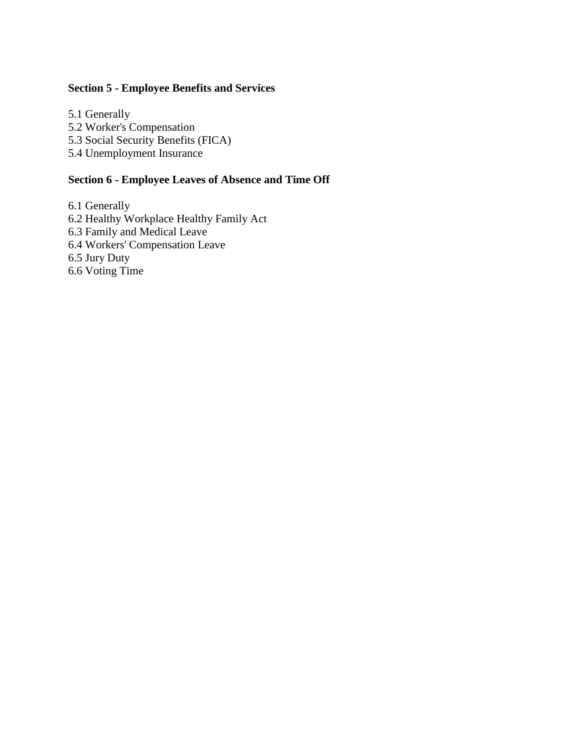**Section 5 - Employee Benefits and Services**

5.1 Generally
5.2 Worker's Compensation
5.3 Social Security Benefits (FICA)
5.4 Unemployment Insurance

**Section 6 - Employee Leaves of Absence and Time Off**

6.1 Generally
6.2 Healthy Workplace Healthy Family Act
6.3 Family and Medical Leave
6.4 Workers' Compensation Leave
6.5 Jury Duty
6.6 Voting Time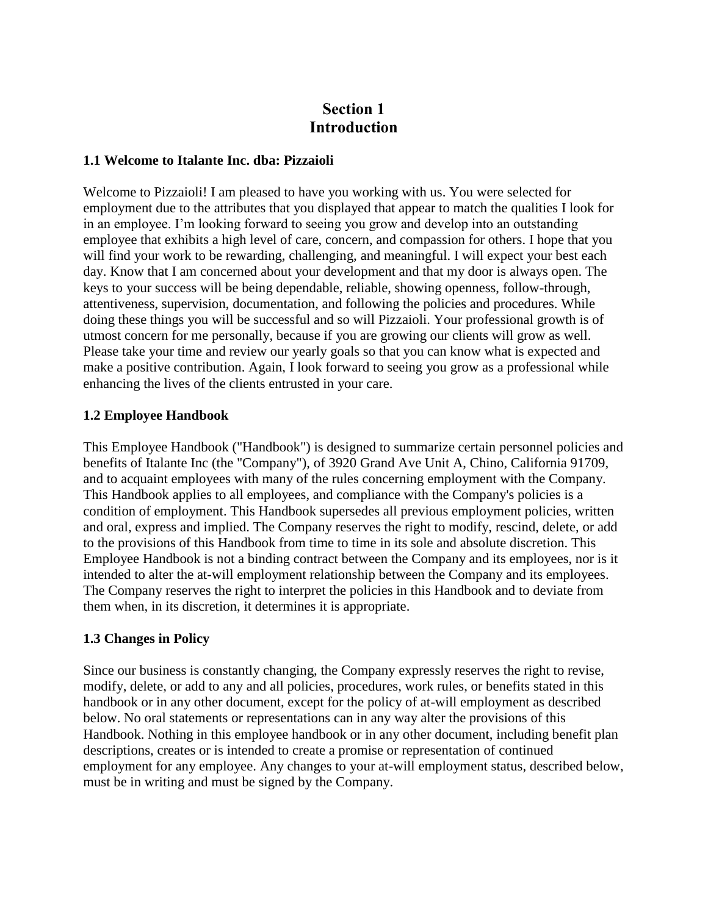# Section 1
# Introduction

### 1.1 Welcome to Italante Inc. dba: Pizzaioli

Welcome to Pizzaioli! I am pleased to have you working with us. You were selected for employment due to the attributes that you displayed that appear to match the qualities I look for in an employee. I'm looking forward to seeing you grow and develop into an outstanding employee that exhibits a high level of care, concern, and compassion for others. I hope that you will find your work to be rewarding, challenging, and meaningful. I will expect your best each day. Know that I am concerned about your development and that my door is always open. The keys to your success will be being dependable, reliable, showing openness, follow-through, attentiveness, supervision, documentation, and following the policies and procedures. While doing these things you will be successful and so will Pizzaioli. Your professional growth is of utmost concern for me personally, because if you are growing our clients will grow as well. Please take your time and review our yearly goals so that you can know what is expected and make a positive contribution. Again, I look forward to seeing you grow as a professional while enhancing the lives of the clients entrusted in your care.

### 1.2 Employee Handbook

This Employee Handbook ("Handbook") is designed to summarize certain personnel policies and benefits of Italante Inc (the "Company"), of 3920 Grand Ave Unit A, Chino, California 91709, and to acquaint employees with many of the rules concerning employment with the Company. This Handbook applies to all employees, and compliance with the Company's policies is a condition of employment. This Handbook supersedes all previous employment policies, written and oral, express and implied. The Company reserves the right to modify, rescind, delete, or add to the provisions of this Handbook from time to time in its sole and absolute discretion. This Employee Handbook is not a binding contract between the Company and its employees, nor is it intended to alter the at-will employment relationship between the Company and its employees. The Company reserves the right to interpret the policies in this Handbook and to deviate from them when, in its discretion, it determines it is appropriate.

### 1.3 Changes in Policy

Since our business is constantly changing, the Company expressly reserves the right to revise, modify, delete, or add to any and all policies, procedures, work rules, or benefits stated in this handbook or in any other document, except for the policy of at-will employment as described below. No oral statements or representations can in any way alter the provisions of this Handbook. Nothing in this employee handbook or in any other document, including benefit plan descriptions, creates or is intended to create a promise or representation of continued employment for any employee. Any changes to your at-will employment status, described below, must be in writing and must be signed by the Company.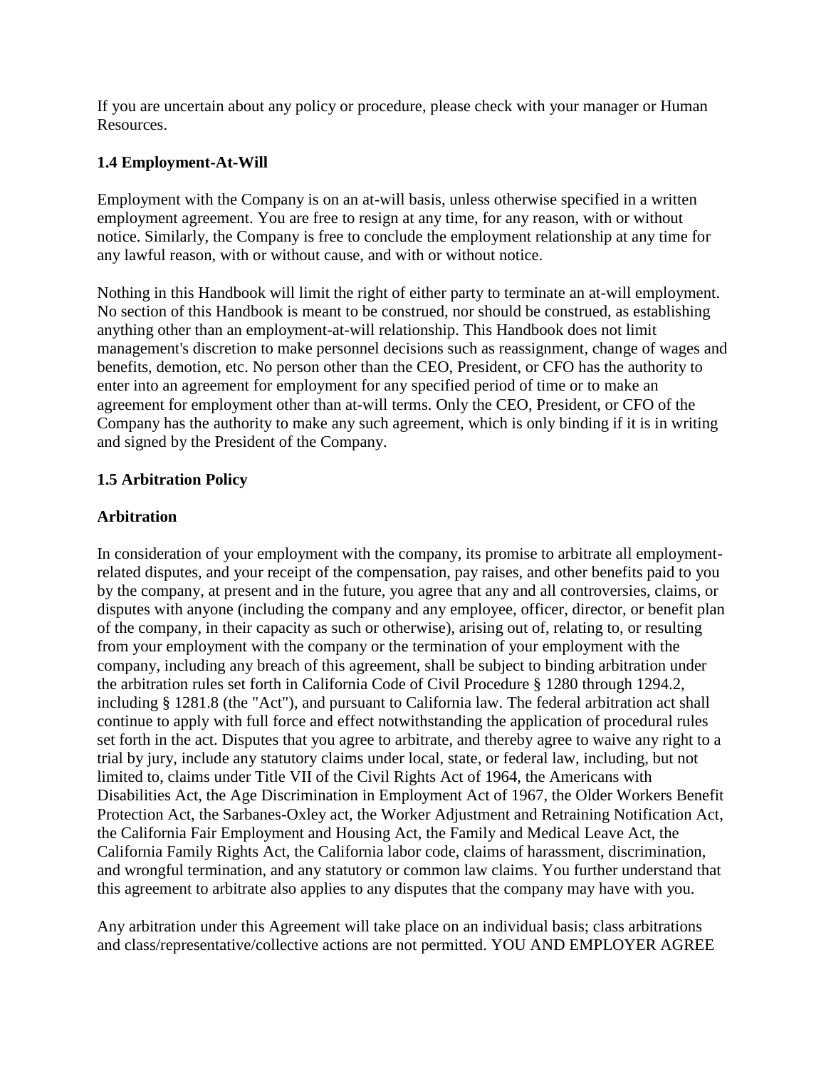If you are uncertain about any policy or procedure, please check with your manager or Human Resources.

### 1.4 Employment-At-Will

Employment with the Company is on an at-will basis, unless otherwise specified in a written employment agreement. You are free to resign at any time, for any reason, with or without notice. Similarly, the Company is free to conclude the employment relationship at any time for any lawful reason, with or without cause, and with or without notice.

Nothing in this Handbook will limit the right of either party to terminate an at-will employment. No section of this Handbook is meant to be construed, nor should be construed, as establishing anything other than an employment-at-will relationship. This Handbook does not limit management's discretion to make personnel decisions such as reassignment, change of wages and benefits, demotion, etc. No person other than the CEO, President, or CFO has the authority to enter into an agreement for employment for any specified period of time or to make an agreement for employment other than at-will terms. Only the CEO, President, or CFO of the Company has the authority to make any such agreement, which is only binding if it is in writing and signed by the President of the Company.

### 1.5 Arbitration Policy

### Arbitration

In consideration of your employment with the company, its promise to arbitrate all employment-related disputes, and your receipt of the compensation, pay raises, and other benefits paid to you by the company, at present and in the future, you agree that any and all controversies, claims, or disputes with anyone (including the company and any employee, officer, director, or benefit plan of the company, in their capacity as such or otherwise), arising out of, relating to, or resulting from your employment with the company or the termination of your employment with the company, including any breach of this agreement, shall be subject to binding arbitration under the arbitration rules set forth in California Code of Civil Procedure § 1280 through 1294.2, including § 1281.8 (the "Act"), and pursuant to California law. The federal arbitration act shall continue to apply with full force and effect notwithstanding the application of procedural rules set forth in the act. Disputes that you agree to arbitrate, and thereby agree to waive any right to a trial by jury, include any statutory claims under local, state, or federal law, including, but not limited to, claims under Title VII of the Civil Rights Act of 1964, the Americans with Disabilities Act, the Age Discrimination in Employment Act of 1967, the Older Workers Benefit Protection Act, the Sarbanes-Oxley act, the Worker Adjustment and Retraining Notification Act, the California Fair Employment and Housing Act, the Family and Medical Leave Act, the California Family Rights Act, the California labor code, claims of harassment, discrimination, and wrongful termination, and any statutory or common law claims. You further understand that this agreement to arbitrate also applies to any disputes that the company may have with you.

Any arbitration under this Agreement will take place on an individual basis; class arbitrations and class/representative/collective actions are not permitted. YOU AND EMPLOYER AGREE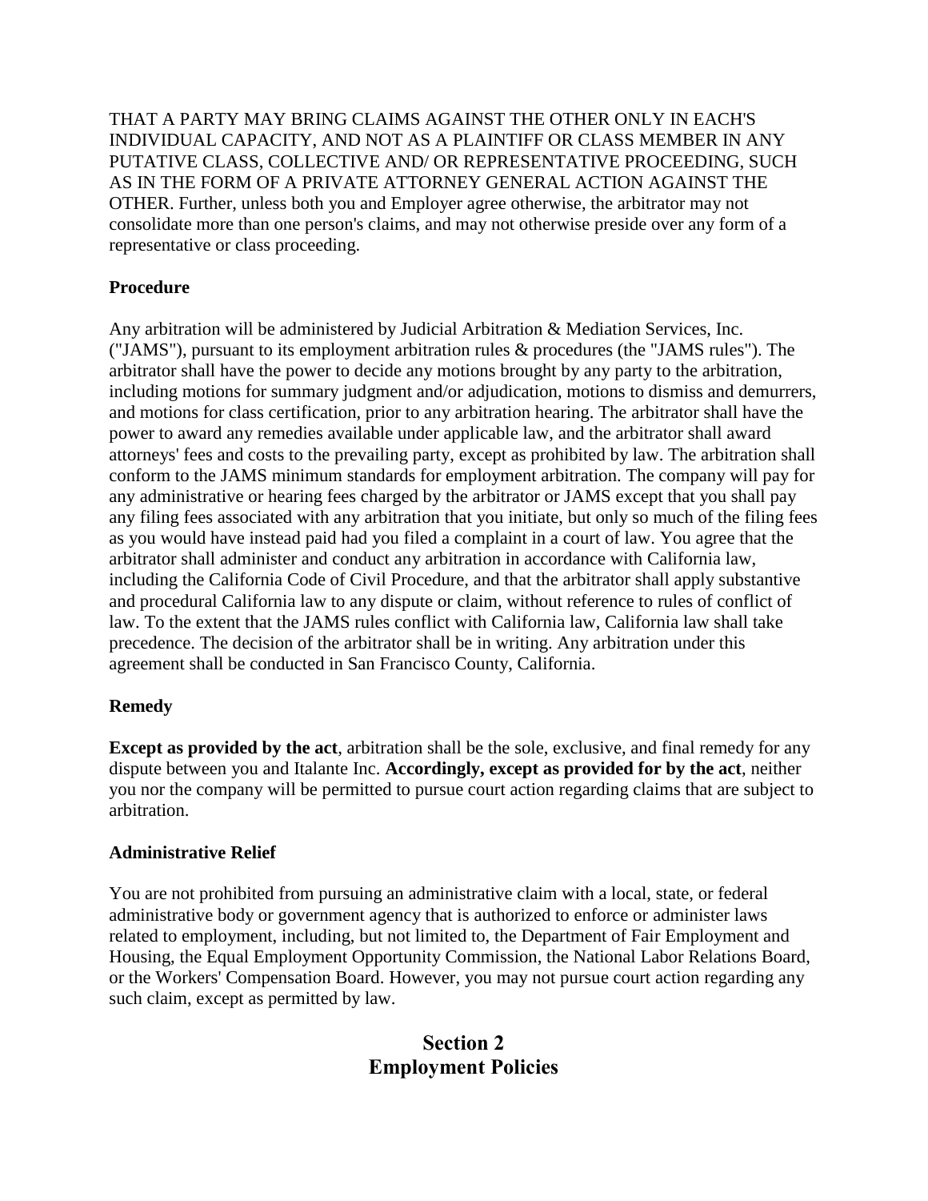THAT A PARTY MAY BRING CLAIMS AGAINST THE OTHER ONLY IN EACH'S INDIVIDUAL CAPACITY, AND NOT AS A PLAINTIFF OR CLASS MEMBER IN ANY PUTATIVE CLASS, COLLECTIVE AND/ OR REPRESENTATIVE PROCEEDING, SUCH AS IN THE FORM OF A PRIVATE ATTORNEY GENERAL ACTION AGAINST THE OTHER. Further, unless both you and Employer agree otherwise, the arbitrator may not consolidate more than one person's claims, and may not otherwise preside over any form of a representative or class proceeding.

**Procedure**

Any arbitration will be administered by Judicial Arbitration & Mediation Services, Inc. ("JAMS"), pursuant to its employment arbitration rules & procedures (the "JAMS rules"). The arbitrator shall have the power to decide any motions brought by any party to the arbitration, including motions for summary judgment and/or adjudication, motions to dismiss and demurrers, and motions for class certification, prior to any arbitration hearing. The arbitrator shall have the power to award any remedies available under applicable law, and the arbitrator shall award attorneys' fees and costs to the prevailing party, except as prohibited by law. The arbitration shall conform to the JAMS minimum standards for employment arbitration. The company will pay for any administrative or hearing fees charged by the arbitrator or JAMS except that you shall pay any filing fees associated with any arbitration that you initiate, but only so much of the filing fees as you would have instead paid had you filed a complaint in a court of law. You agree that the arbitrator shall administer and conduct any arbitration in accordance with California law, including the California Code of Civil Procedure, and that the arbitrator shall apply substantive and procedural California law to any dispute or claim, without reference to rules of conflict of law. To the extent that the JAMS rules conflict with California law, California law shall take precedence. The decision of the arbitrator shall be in writing. Any arbitration under this agreement shall be conducted in San Francisco County, California.

**Remedy**

**Except as provided by the act**, arbitration shall be the sole, exclusive, and final remedy for any dispute between you and Italante Inc. **Accordingly, except as provided for by the act**, neither you nor the company will be permitted to pursue court action regarding claims that are subject to arbitration.

**Administrative Relief**

You are not prohibited from pursuing an administrative claim with a local, state, or federal administrative body or government agency that is authorized to enforce or administer laws related to employment, including, but not limited to, the Department of Fair Employment and Housing, the Equal Employment Opportunity Commission, the National Labor Relations Board, or the Workers' Compensation Board. However, you may not pursue court action regarding any such claim, except as permitted by law.

# Section 2
# Employment Policies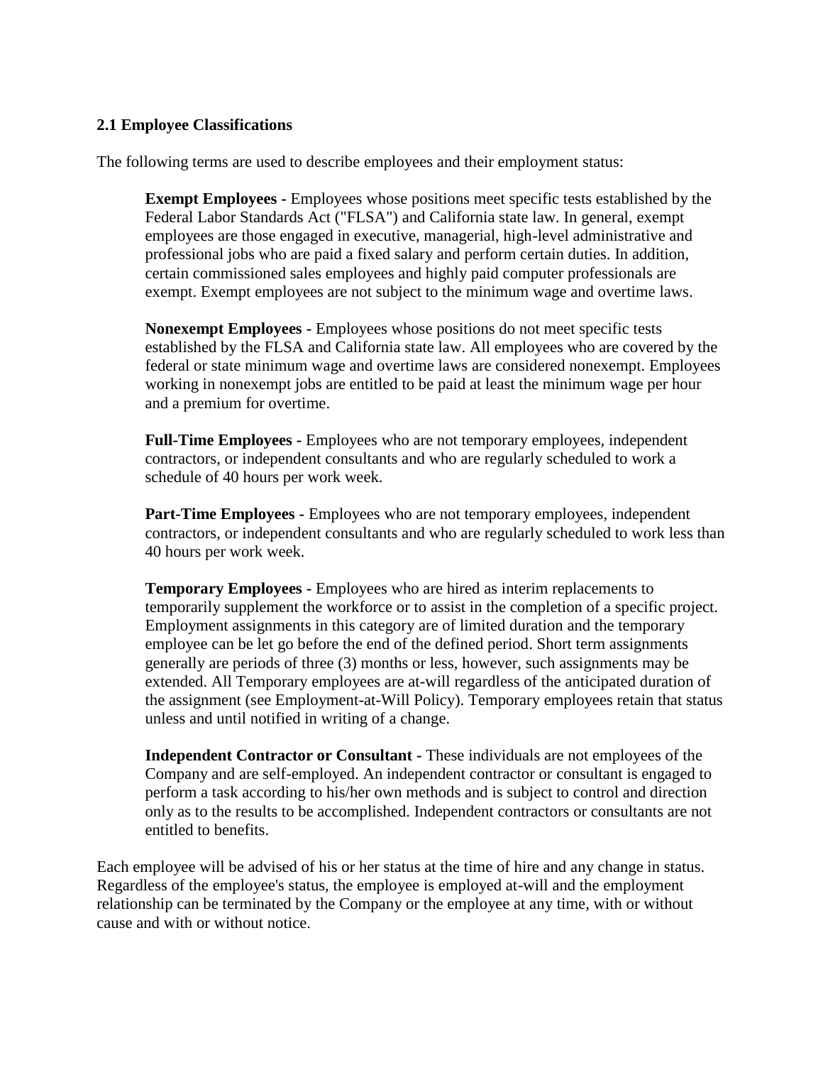### 2.1 Employee Classifications

The following terms are used to describe employees and their employment status:

> **Exempt Employees -** Employees whose positions meet specific tests established by the Federal Labor Standards Act ("FLSA") and California state law. In general, exempt employees are those engaged in executive, managerial, high-level administrative and professional jobs who are paid a fixed salary and perform certain duties. In addition, certain commissioned sales employees and highly paid computer professionals are exempt. Exempt employees are not subject to the minimum wage and overtime laws.
>
> **Nonexempt Employees -** Employees whose positions do not meet specific tests established by the FLSA and California state law. All employees who are covered by the federal or state minimum wage and overtime laws are considered nonexempt. Employees working in nonexempt jobs are entitled to be paid at least the minimum wage per hour and a premium for overtime.
>
> **Full-Time Employees -** Employees who are not temporary employees, independent contractors, or independent consultants and who are regularly scheduled to work a schedule of 40 hours per work week.
>
> **Part-Time Employees -** Employees who are not temporary employees, independent contractors, or independent consultants and who are regularly scheduled to work less than 40 hours per work week.
>
> **Temporary Employees -** Employees who are hired as interim replacements to temporarily supplement the workforce or to assist in the completion of a specific project. Employment assignments in this category are of limited duration and the temporary employee can be let go before the end of the defined period. Short term assignments generally are periods of three (3) months or less, however, such assignments may be extended. All Temporary employees are at-will regardless of the anticipated duration of the assignment (see Employment-at-Will Policy). Temporary employees retain that status unless and until notified in writing of a change.
>
> **Independent Contractor or Consultant -** These individuals are not employees of the Company and are self-employed. An independent contractor or consultant is engaged to perform a task according to his/her own methods and is subject to control and direction only as to the results to be accomplished. Independent contractors or consultants are not entitled to benefits.

Each employee will be advised of his or her status at the time of hire and any change in status. Regardless of the employee's status, the employee is employed at-will and the employment relationship can be terminated by the Company or the employee at any time, with or without cause and with or without notice.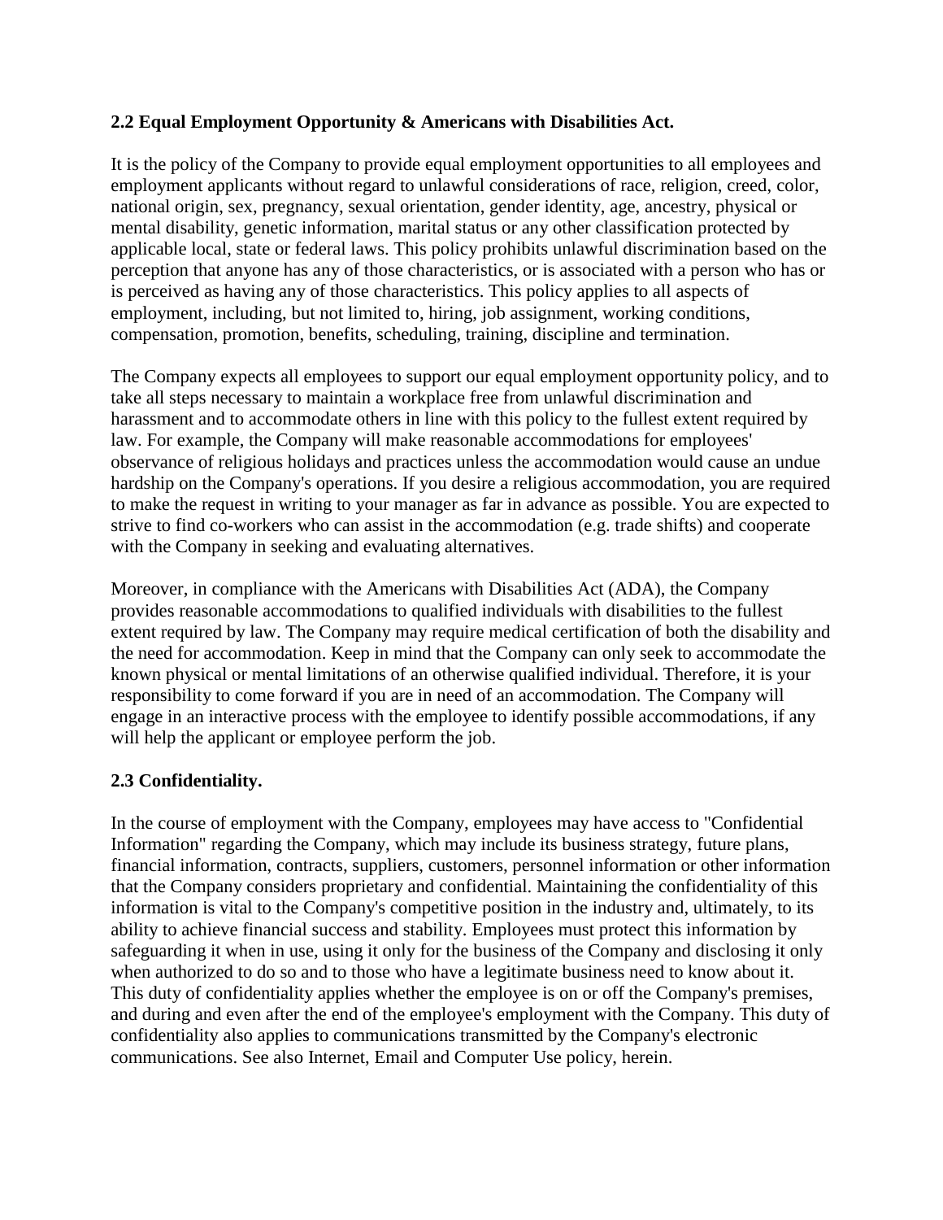### 2.2 Equal Employment Opportunity & Americans with Disabilities Act.

It is the policy of the Company to provide equal employment opportunities to all employees and employment applicants without regard to unlawful considerations of race, religion, creed, color, national origin, sex, pregnancy, sexual orientation, gender identity, age, ancestry, physical or mental disability, genetic information, marital status or any other classification protected by applicable local, state or federal laws. This policy prohibits unlawful discrimination based on the perception that anyone has any of those characteristics, or is associated with a person who has or is perceived as having any of those characteristics. This policy applies to all aspects of employment, including, but not limited to, hiring, job assignment, working conditions, compensation, promotion, benefits, scheduling, training, discipline and termination.

The Company expects all employees to support our equal employment opportunity policy, and to take all steps necessary to maintain a workplace free from unlawful discrimination and harassment and to accommodate others in line with this policy to the fullest extent required by law. For example, the Company will make reasonable accommodations for employees' observance of religious holidays and practices unless the accommodation would cause an undue hardship on the Company's operations. If you desire a religious accommodation, you are required to make the request in writing to your manager as far in advance as possible. You are expected to strive to find co-workers who can assist in the accommodation (e.g. trade shifts) and cooperate with the Company in seeking and evaluating alternatives.

Moreover, in compliance with the Americans with Disabilities Act (ADA), the Company provides reasonable accommodations to qualified individuals with disabilities to the fullest extent required by law. The Company may require medical certification of both the disability and the need for accommodation. Keep in mind that the Company can only seek to accommodate the known physical or mental limitations of an otherwise qualified individual. Therefore, it is your responsibility to come forward if you are in need of an accommodation. The Company will engage in an interactive process with the employee to identify possible accommodations, if any will help the applicant or employee perform the job.

### 2.3 Confidentiality.

In the course of employment with the Company, employees may have access to "Confidential Information" regarding the Company, which may include its business strategy, future plans, financial information, contracts, suppliers, customers, personnel information or other information that the Company considers proprietary and confidential. Maintaining the confidentiality of this information is vital to the Company's competitive position in the industry and, ultimately, to its ability to achieve financial success and stability. Employees must protect this information by safeguarding it when in use, using it only for the business of the Company and disclosing it only when authorized to do so and to those who have a legitimate business need to know about it. This duty of confidentiality applies whether the employee is on or off the Company's premises, and during and even after the end of the employee's employment with the Company. This duty of confidentiality also applies to communications transmitted by the Company's electronic communications. See also Internet, Email and Computer Use policy, herein.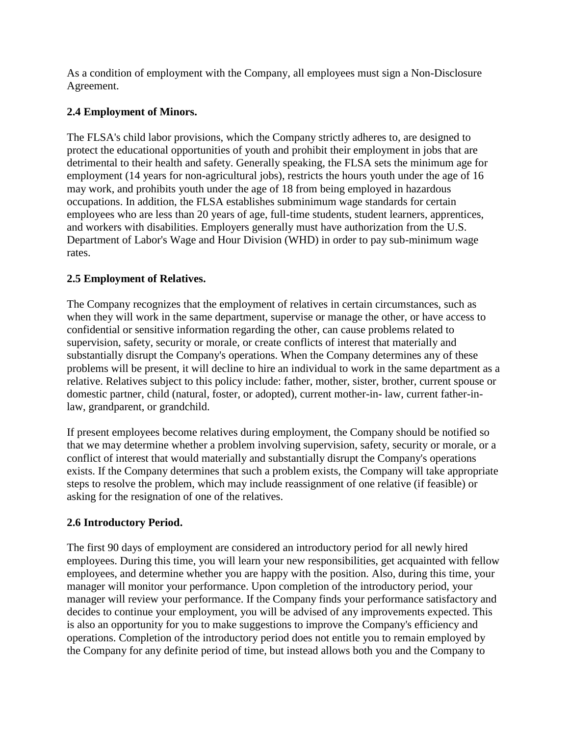As a condition of employment with the Company, all employees must sign a Non-Disclosure Agreement.

### 2.4 Employment of Minors.

The FLSA's child labor provisions, which the Company strictly adheres to, are designed to protect the educational opportunities of youth and prohibit their employment in jobs that are detrimental to their health and safety. Generally speaking, the FLSA sets the minimum age for employment (14 years for non-agricultural jobs), restricts the hours youth under the age of 16 may work, and prohibits youth under the age of 18 from being employed in hazardous occupations. In addition, the FLSA establishes subminimum wage standards for certain employees who are less than 20 years of age, full-time students, student learners, apprentices, and workers with disabilities. Employers generally must have authorization from the U.S. Department of Labor's Wage and Hour Division (WHD) in order to pay sub-minimum wage rates.

### 2.5 Employment of Relatives.

The Company recognizes that the employment of relatives in certain circumstances, such as when they will work in the same department, supervise or manage the other, or have access to confidential or sensitive information regarding the other, can cause problems related to supervision, safety, security or morale, or create conflicts of interest that materially and substantially disrupt the Company's operations. When the Company determines any of these problems will be present, it will decline to hire an individual to work in the same department as a relative. Relatives subject to this policy include: father, mother, sister, brother, current spouse or domestic partner, child (natural, foster, or adopted), current mother-in- law, current father-in-law, grandparent, or grandchild.

If present employees become relatives during employment, the Company should be notified so that we may determine whether a problem involving supervision, safety, security or morale, or a conflict of interest that would materially and substantially disrupt the Company's operations exists. If the Company determines that such a problem exists, the Company will take appropriate steps to resolve the problem, which may include reassignment of one relative (if feasible) or asking for the resignation of one of the relatives.

### 2.6 Introductory Period.

The first 90 days of employment are considered an introductory period for all newly hired employees. During this time, you will learn your new responsibilities, get acquainted with fellow employees, and determine whether you are happy with the position. Also, during this time, your manager will monitor your performance. Upon completion of the introductory period, your manager will review your performance. If the Company finds your performance satisfactory and decides to continue your employment, you will be advised of any improvements expected. This is also an opportunity for you to make suggestions to improve the Company's efficiency and operations. Completion of the introductory period does not entitle you to remain employed by the Company for any definite period of time, but instead allows both you and the Company to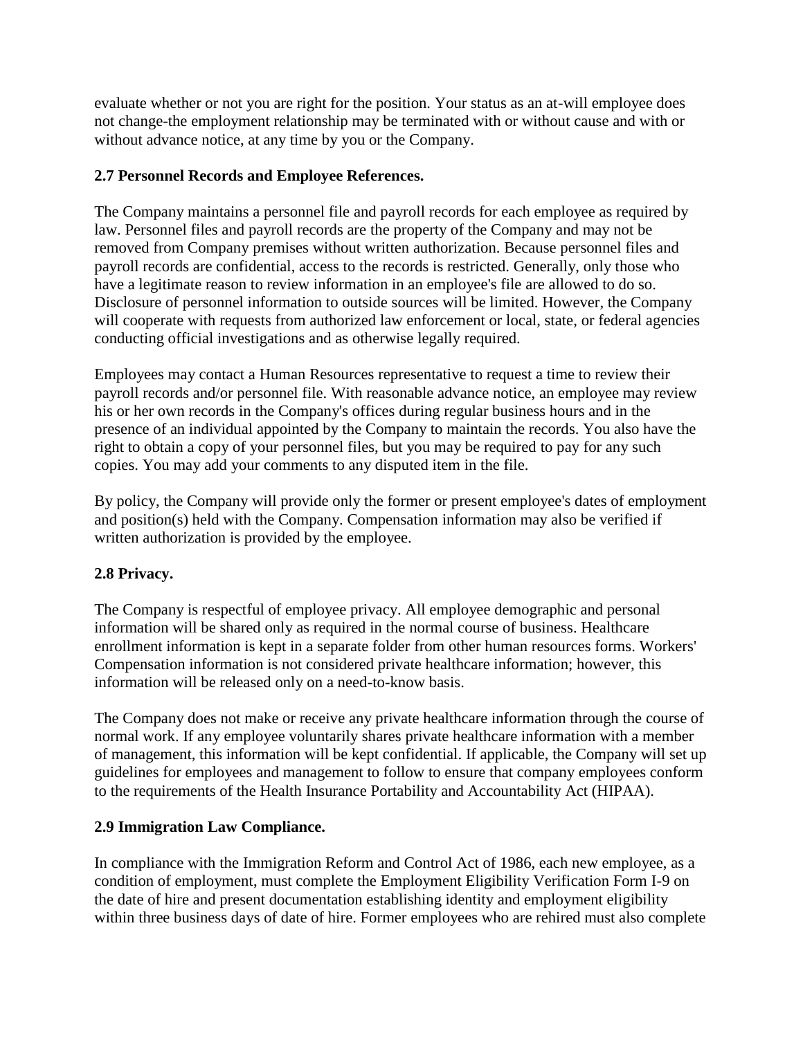evaluate whether or not you are right for the position. Your status as an at-will employee does not change-the employment relationship may be terminated with or without cause and with or without advance notice, at any time by you or the Company.

### 2.7 Personnel Records and Employee References.

The Company maintains a personnel file and payroll records for each employee as required by law. Personnel files and payroll records are the property of the Company and may not be removed from Company premises without written authorization. Because personnel files and payroll records are confidential, access to the records is restricted. Generally, only those who have a legitimate reason to review information in an employee's file are allowed to do so. Disclosure of personnel information to outside sources will be limited. However, the Company will cooperate with requests from authorized law enforcement or local, state, or federal agencies conducting official investigations and as otherwise legally required.

Employees may contact a Human Resources representative to request a time to review their payroll records and/or personnel file. With reasonable advance notice, an employee may review his or her own records in the Company's offices during regular business hours and in the presence of an individual appointed by the Company to maintain the records. You also have the right to obtain a copy of your personnel files, but you may be required to pay for any such copies. You may add your comments to any disputed item in the file.

By policy, the Company will provide only the former or present employee's dates of employment and position(s) held with the Company. Compensation information may also be verified if written authorization is provided by the employee.

### 2.8 Privacy.

The Company is respectful of employee privacy. All employee demographic and personal information will be shared only as required in the normal course of business. Healthcare enrollment information is kept in a separate folder from other human resources forms. Workers' Compensation information is not considered private healthcare information; however, this information will be released only on a need-to-know basis.

The Company does not make or receive any private healthcare information through the course of normal work. If any employee voluntarily shares private healthcare information with a member of management, this information will be kept confidential. If applicable, the Company will set up guidelines for employees and management to follow to ensure that company employees conform to the requirements of the Health Insurance Portability and Accountability Act (HIPAA).

### 2.9 Immigration Law Compliance.

In compliance with the Immigration Reform and Control Act of 1986, each new employee, as a condition of employment, must complete the Employment Eligibility Verification Form I-9 on the date of hire and present documentation establishing identity and employment eligibility within three business days of date of hire. Former employees who are rehired must also complete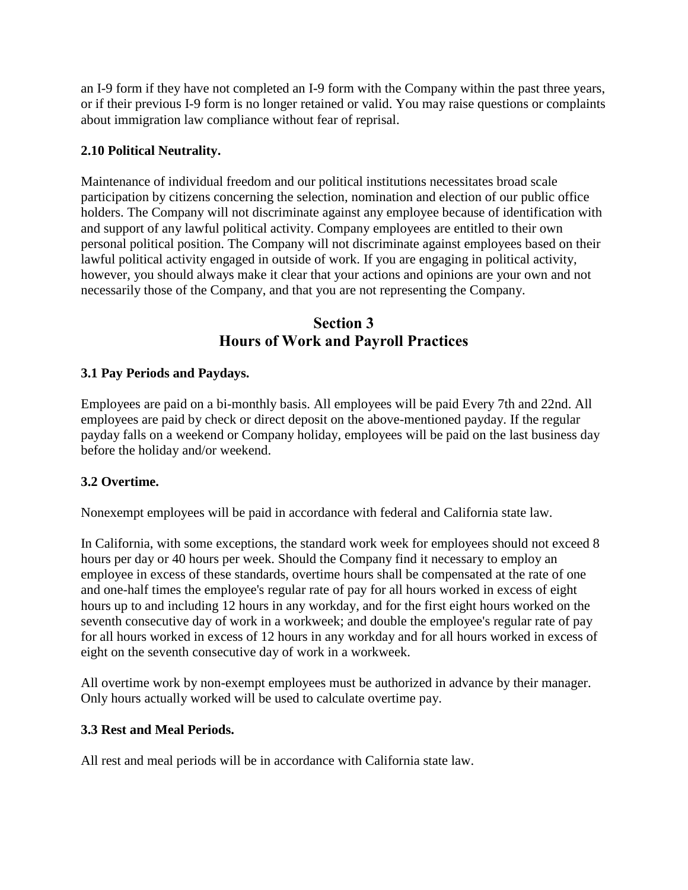an I-9 form if they have not completed an I-9 form with the Company within the past three years, or if their previous I-9 form is no longer retained or valid. You may raise questions or complaints about immigration law compliance without fear of reprisal.

**2.10 Political Neutrality.**

Maintenance of individual freedom and our political institutions necessitates broad scale participation by citizens concerning the selection, nomination and election of our public office holders. The Company will not discriminate against any employee because of identification with and support of any lawful political activity. Company employees are entitled to their own personal political position. The Company will not discriminate against employees based on their lawful political activity engaged in outside of work. If you are engaging in political activity, however, you should always make it clear that your actions and opinions are your own and not necessarily those of the Company, and that you are not representing the Company.

## Section 3
## Hours of Work and Payroll Practices

**3.1 Pay Periods and Paydays.**

Employees are paid on a bi-monthly basis. All employees will be paid Every 7th and 22nd. All employees are paid by check or direct deposit on the above-mentioned payday. If the regular payday falls on a weekend or Company holiday, employees will be paid on the last business day before the holiday and/or weekend.

**3.2 Overtime.**

Nonexempt employees will be paid in accordance with federal and California state law.

In California, with some exceptions, the standard work week for employees should not exceed 8 hours per day or 40 hours per week. Should the Company find it necessary to employ an employee in excess of these standards, overtime hours shall be compensated at the rate of one and one-half times the employee's regular rate of pay for all hours worked in excess of eight hours up to and including 12 hours in any workday, and for the first eight hours worked on the seventh consecutive day of work in a workweek; and double the employee's regular rate of pay for all hours worked in excess of 12 hours in any workday and for all hours worked in excess of eight on the seventh consecutive day of work in a workweek.

All overtime work by non-exempt employees must be authorized in advance by their manager. Only hours actually worked will be used to calculate overtime pay.

**3.3 Rest and Meal Periods.**

All rest and meal periods will be in accordance with California state law.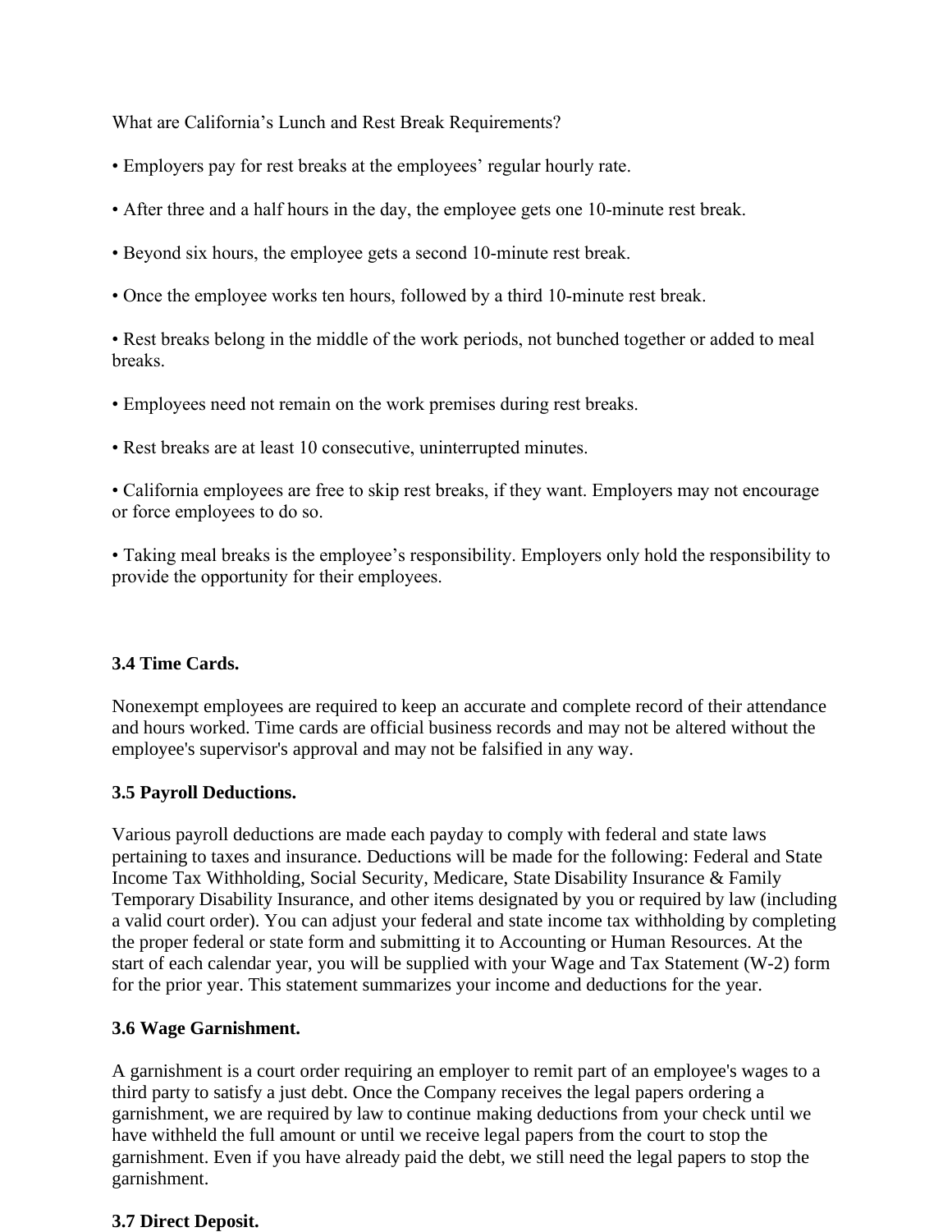What are California's Lunch and Rest Break Requirements?

• Employers pay for rest breaks at the employees' regular hourly rate.

• After three and a half hours in the day, the employee gets one 10-minute rest break.

• Beyond six hours, the employee gets a second 10-minute rest break.

• Once the employee works ten hours, followed by a third 10-minute rest break.

• Rest breaks belong in the middle of the work periods, not bunched together or added to meal breaks.

• Employees need not remain on the work premises during rest breaks.

• Rest breaks are at least 10 consecutive, uninterrupted minutes.

• California employees are free to skip rest breaks, if they want. Employers may not encourage or force employees to do so.

• Taking meal breaks is the employee's responsibility. Employers only hold the responsibility to provide the opportunity for their employees.

**3.4 Time Cards.**

Nonexempt employees are required to keep an accurate and complete record of their attendance and hours worked. Time cards are official business records and may not be altered without the employee's supervisor's approval and may not be falsified in any way.

**3.5 Payroll Deductions.**

Various payroll deductions are made each payday to comply with federal and state laws pertaining to taxes and insurance. Deductions will be made for the following: Federal and State Income Tax Withholding, Social Security, Medicare, State Disability Insurance & Family Temporary Disability Insurance, and other items designated by you or required by law (including a valid court order). You can adjust your federal and state income tax withholding by completing the proper federal or state form and submitting it to Accounting or Human Resources. At the start of each calendar year, you will be supplied with your Wage and Tax Statement (W-2) form for the prior year. This statement summarizes your income and deductions for the year.

**3.6 Wage Garnishment.**

A garnishment is a court order requiring an employer to remit part of an employee's wages to a third party to satisfy a just debt. Once the Company receives the legal papers ordering a garnishment, we are required by law to continue making deductions from your check until we have withheld the full amount or until we receive legal papers from the court to stop the garnishment. Even if you have already paid the debt, we still need the legal papers to stop the garnishment.

**3.7 Direct Deposit.**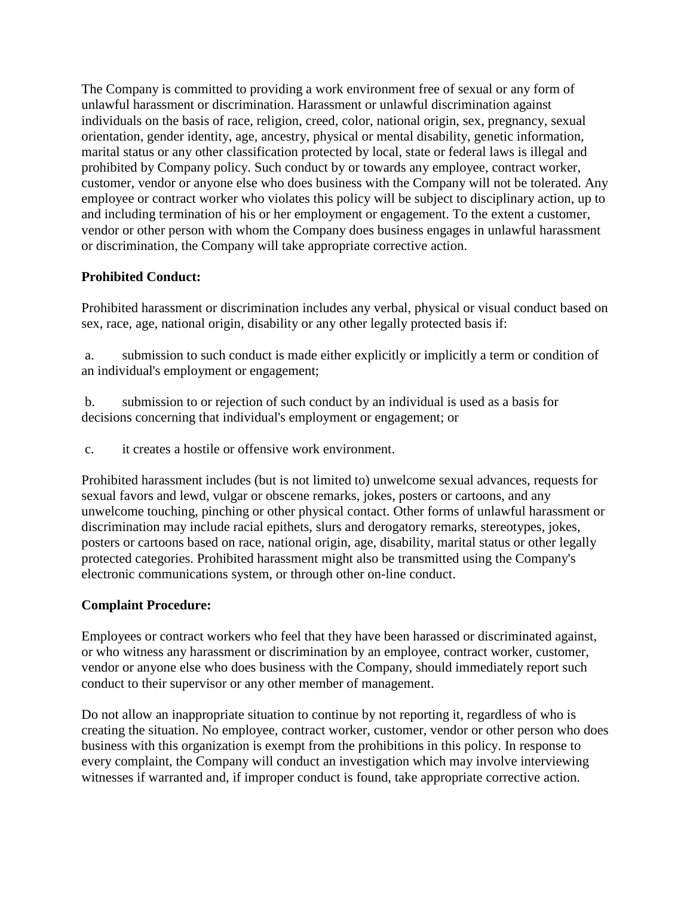The Company is committed to providing a work environment free of sexual or any form of unlawful harassment or discrimination. Harassment or unlawful discrimination against individuals on the basis of race, religion, creed, color, national origin, sex, pregnancy, sexual orientation, gender identity, age, ancestry, physical or mental disability, genetic information, marital status or any other classification protected by local, state or federal laws is illegal and prohibited by Company policy. Such conduct by or towards any employee, contract worker, customer, vendor or anyone else who does business with the Company will not be tolerated. Any employee or contract worker who violates this policy will be subject to disciplinary action, up to and including termination of his or her employment or engagement. To the extent a customer, vendor or other person with whom the Company does business engages in unlawful harassment or discrimination, the Company will take appropriate corrective action.

**Prohibited Conduct:**

Prohibited harassment or discrimination includes any verbal, physical or visual conduct based on sex, race, age, national origin, disability or any other legally protected basis if:

a. submission to such conduct is made either explicitly or implicitly a term or condition of an individual's employment or engagement;

b. submission to or rejection of such conduct by an individual is used as a basis for decisions concerning that individual's employment or engagement; or

c. it creates a hostile or offensive work environment.

Prohibited harassment includes (but is not limited to) unwelcome sexual advances, requests for sexual favors and lewd, vulgar or obscene remarks, jokes, posters or cartoons, and any unwelcome touching, pinching or other physical contact. Other forms of unlawful harassment or discrimination may include racial epithets, slurs and derogatory remarks, stereotypes, jokes, posters or cartoons based on race, national origin, age, disability, marital status or other legally protected categories. Prohibited harassment might also be transmitted using the Company's electronic communications system, or through other on-line conduct.

**Complaint Procedure:**

Employees or contract workers who feel that they have been harassed or discriminated against, or who witness any harassment or discrimination by an employee, contract worker, customer, vendor or anyone else who does business with the Company, should immediately report such conduct to their supervisor or any other member of management.

Do not allow an inappropriate situation to continue by not reporting it, regardless of who is creating the situation. No employee, contract worker, customer, vendor or other person who does business with this organization is exempt from the prohibitions in this policy. In response to every complaint, the Company will conduct an investigation which may involve interviewing witnesses if warranted and, if improper conduct is found, take appropriate corrective action.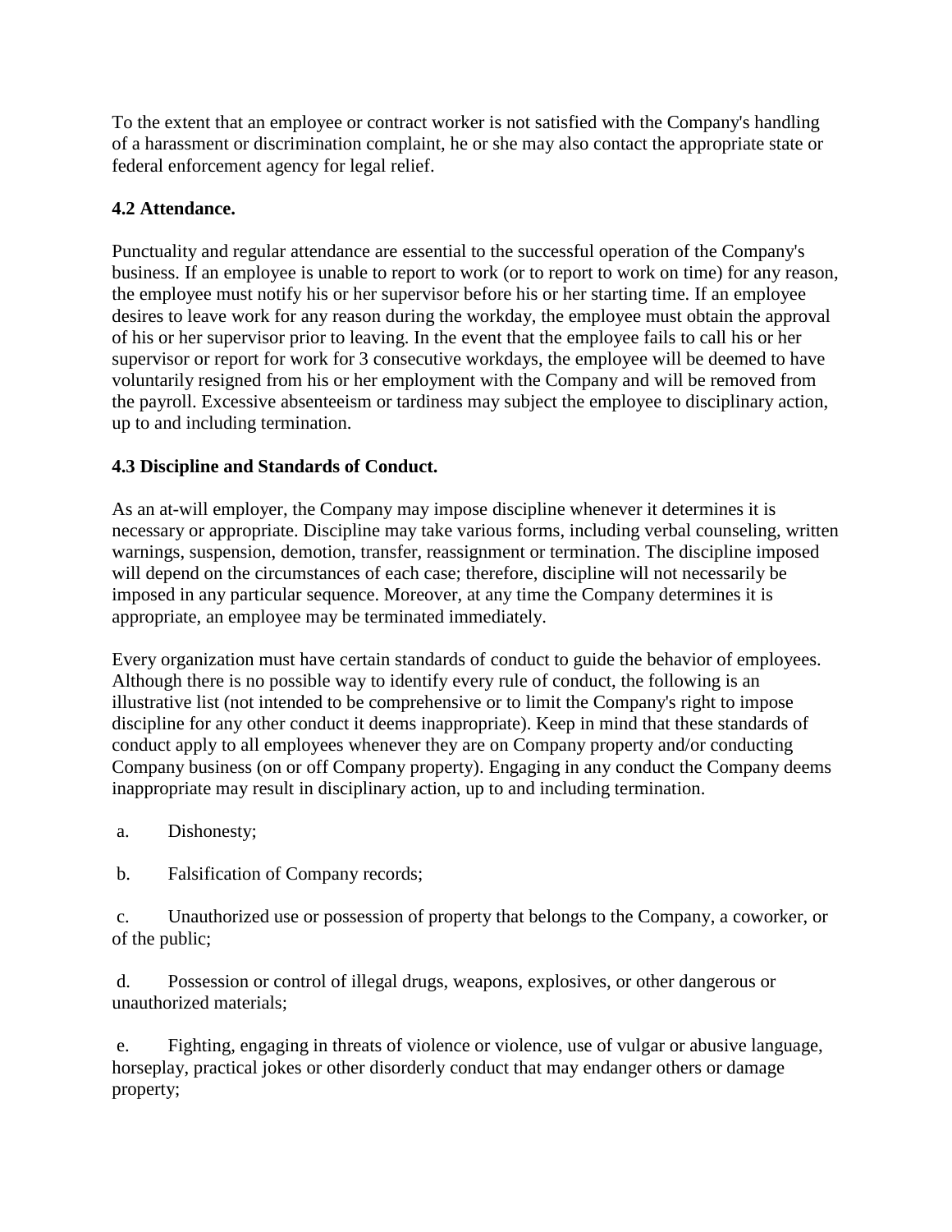To the extent that an employee or contract worker is not satisfied with the Company's handling of a harassment or discrimination complaint, he or she may also contact the appropriate state or federal enforcement agency for legal relief.

### 4.2 Attendance.

Punctuality and regular attendance are essential to the successful operation of the Company's business. If an employee is unable to report to work (or to report to work on time) for any reason, the employee must notify his or her supervisor before his or her starting time. If an employee desires to leave work for any reason during the workday, the employee must obtain the approval of his or her supervisor prior to leaving. In the event that the employee fails to call his or her supervisor or report for work for 3 consecutive workdays, the employee will be deemed to have voluntarily resigned from his or her employment with the Company and will be removed from the payroll. Excessive absenteeism or tardiness may subject the employee to disciplinary action, up to and including termination.

### 4.3 Discipline and Standards of Conduct.

As an at-will employer, the Company may impose discipline whenever it determines it is necessary or appropriate. Discipline may take various forms, including verbal counseling, written warnings, suspension, demotion, transfer, reassignment or termination. The discipline imposed will depend on the circumstances of each case; therefore, discipline will not necessarily be imposed in any particular sequence. Moreover, at any time the Company determines it is appropriate, an employee may be terminated immediately.

Every organization must have certain standards of conduct to guide the behavior of employees. Although there is no possible way to identify every rule of conduct, the following is an illustrative list (not intended to be comprehensive or to limit the Company's right to impose discipline for any other conduct it deems inappropriate). Keep in mind that these standards of conduct apply to all employees whenever they are on Company property and/or conducting Company business (on or off Company property). Engaging in any conduct the Company deems inappropriate may result in disciplinary action, up to and including termination.

a. Dishonesty;

b. Falsification of Company records;

c. Unauthorized use or possession of property that belongs to the Company, a coworker, or of the public;

d. Possession or control of illegal drugs, weapons, explosives, or other dangerous or unauthorized materials;

e. Fighting, engaging in threats of violence or violence, use of vulgar or abusive language, horseplay, practical jokes or other disorderly conduct that may endanger others or damage property;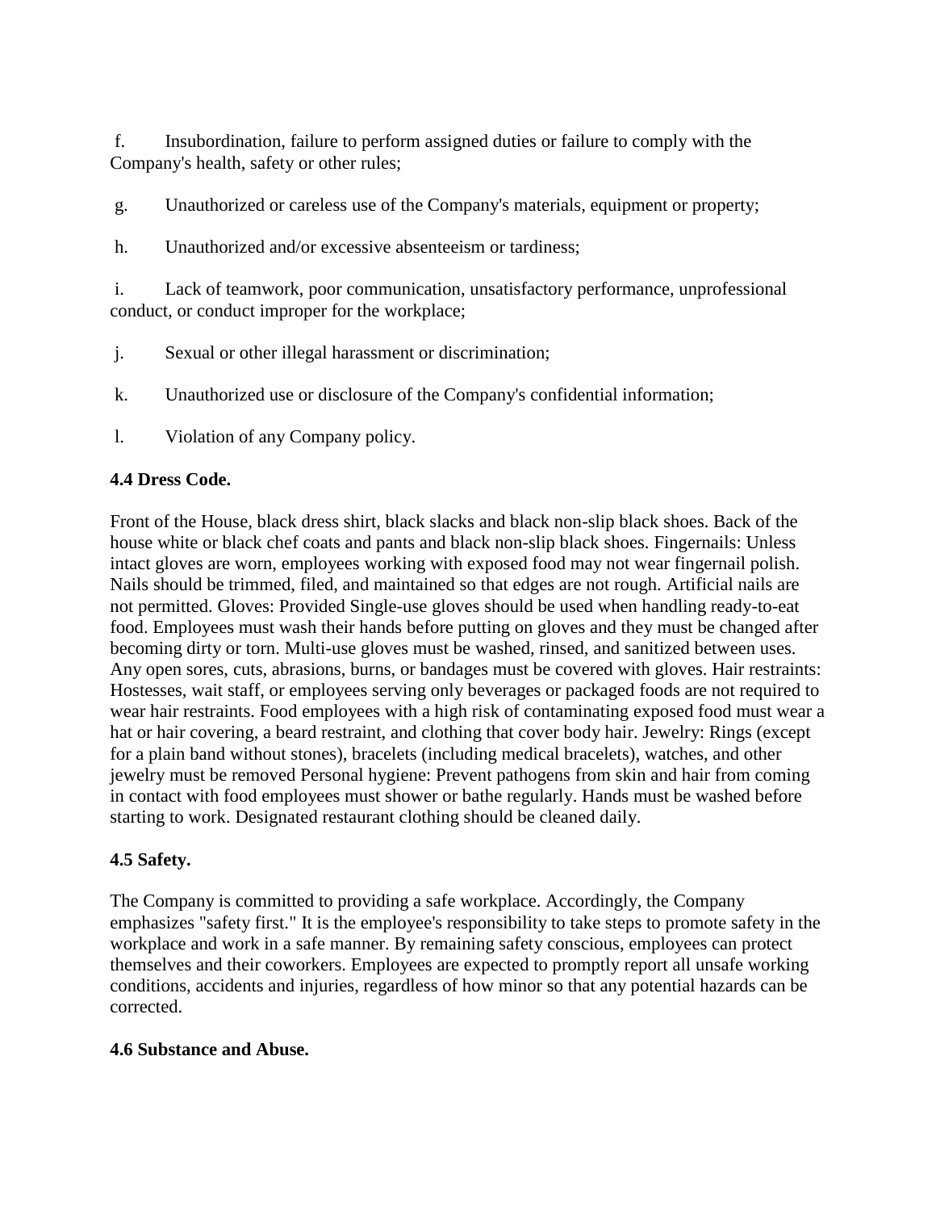f. Insubordination, failure to perform assigned duties or failure to comply with the Company's health, safety or other rules;

g. Unauthorized or careless use of the Company's materials, equipment or property;

h. Unauthorized and/or excessive absenteeism or tardiness;

i. Lack of teamwork, poor communication, unsatisfactory performance, unprofessional conduct, or conduct improper for the workplace;

j. Sexual or other illegal harassment or discrimination;

k. Unauthorized use or disclosure of the Company's confidential information;

l. Violation of any Company policy.

**4.4 Dress Code.**

Front of the House, black dress shirt, black slacks and black non-slip black shoes. Back of the house white or black chef coats and pants and black non-slip black shoes. Fingernails: Unless intact gloves are worn, employees working with exposed food may not wear fingernail polish. Nails should be trimmed, filed, and maintained so that edges are not rough. Artificial nails are not permitted. Gloves: Provided Single-use gloves should be used when handling ready-to-eat food. Employees must wash their hands before putting on gloves and they must be changed after becoming dirty or torn. Multi-use gloves must be washed, rinsed, and sanitized between uses. Any open sores, cuts, abrasions, burns, or bandages must be covered with gloves. Hair restraints: Hostesses, wait staff, or employees serving only beverages or packaged foods are not required to wear hair restraints. Food employees with a high risk of contaminating exposed food must wear a hat or hair covering, a beard restraint, and clothing that cover body hair. Jewelry: Rings (except for a plain band without stones), bracelets (including medical bracelets), watches, and other jewelry must be removed Personal hygiene: Prevent pathogens from skin and hair from coming in contact with food employees must shower or bathe regularly. Hands must be washed before starting to work. Designated restaurant clothing should be cleaned daily.

**4.5 Safety.**

The Company is committed to providing a safe workplace. Accordingly, the Company emphasizes "safety first." It is the employee's responsibility to take steps to promote safety in the workplace and work in a safe manner. By remaining safety conscious, employees can protect themselves and their coworkers. Employees are expected to promptly report all unsafe working conditions, accidents and injuries, regardless of how minor so that any potential hazards can be corrected.

**4.6 Substance and Abuse.**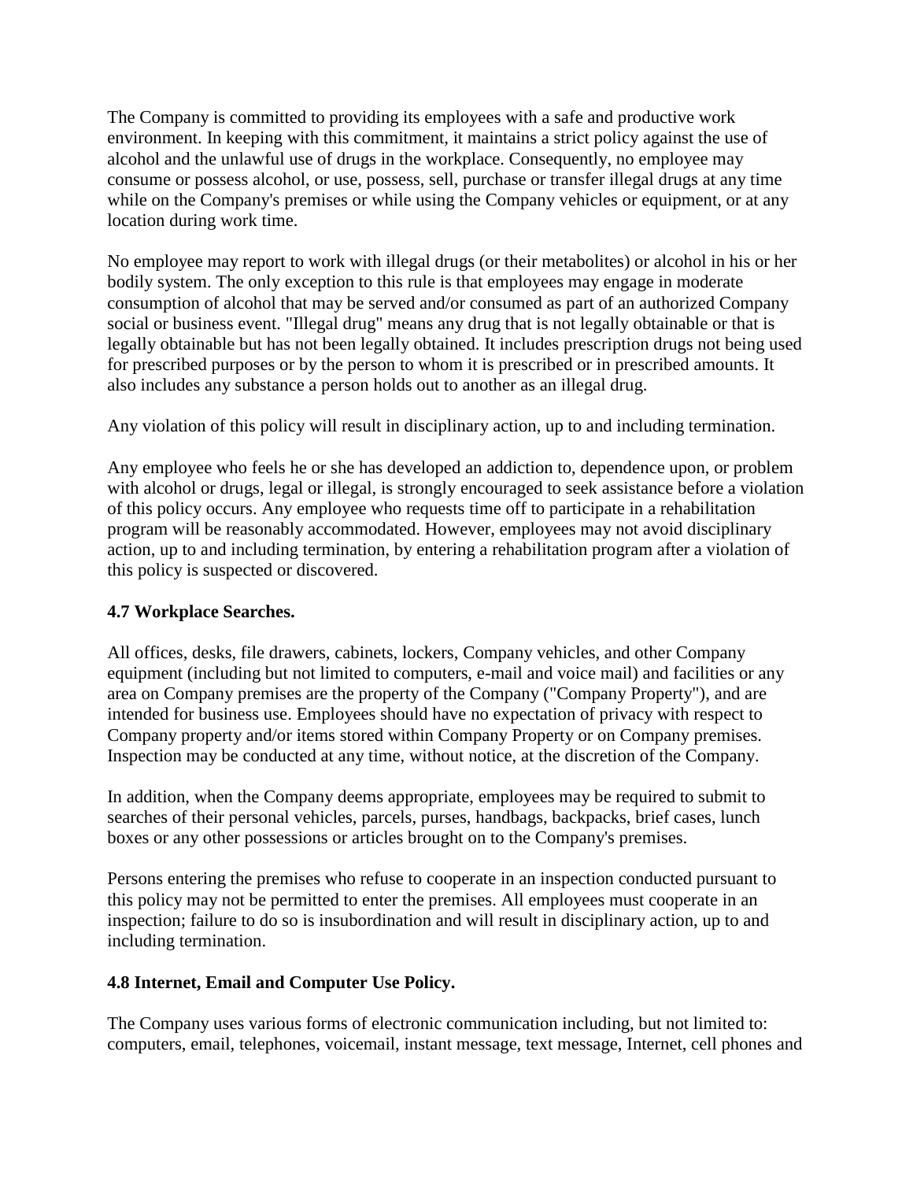The Company is committed to providing its employees with a safe and productive work environment. In keeping with this commitment, it maintains a strict policy against the use of alcohol and the unlawful use of drugs in the workplace. Consequently, no employee may consume or possess alcohol, or use, possess, sell, purchase or transfer illegal drugs at any time while on the Company's premises or while using the Company vehicles or equipment, or at any location during work time.

No employee may report to work with illegal drugs (or their metabolites) or alcohol in his or her bodily system. The only exception to this rule is that employees may engage in moderate consumption of alcohol that may be served and/or consumed as part of an authorized Company social or business event. "Illegal drug" means any drug that is not legally obtainable or that is legally obtainable but has not been legally obtained. It includes prescription drugs not being used for prescribed purposes or by the person to whom it is prescribed or in prescribed amounts. It also includes any substance a person holds out to another as an illegal drug.

Any violation of this policy will result in disciplinary action, up to and including termination.

Any employee who feels he or she has developed an addiction to, dependence upon, or problem with alcohol or drugs, legal or illegal, is strongly encouraged to seek assistance before a violation of this policy occurs. Any employee who requests time off to participate in a rehabilitation program will be reasonably accommodated. However, employees may not avoid disciplinary action, up to and including termination, by entering a rehabilitation program after a violation of this policy is suspected or discovered.

**4.7 Workplace Searches.**

All offices, desks, file drawers, cabinets, lockers, Company vehicles, and other Company equipment (including but not limited to computers, e-mail and voice mail) and facilities or any area on Company premises are the property of the Company ("Company Property"), and are intended for business use. Employees should have no expectation of privacy with respect to Company property and/or items stored within Company Property or on Company premises. Inspection may be conducted at any time, without notice, at the discretion of the Company.

In addition, when the Company deems appropriate, employees may be required to submit to searches of their personal vehicles, parcels, purses, handbags, backpacks, brief cases, lunch boxes or any other possessions or articles brought on to the Company's premises.

Persons entering the premises who refuse to cooperate in an inspection conducted pursuant to this policy may not be permitted to enter the premises. All employees must cooperate in an inspection; failure to do so is insubordination and will result in disciplinary action, up to and including termination.

**4.8 Internet, Email and Computer Use Policy.**

The Company uses various forms of electronic communication including, but not limited to: computers, email, telephones, voicemail, instant message, text message, Internet, cell phones and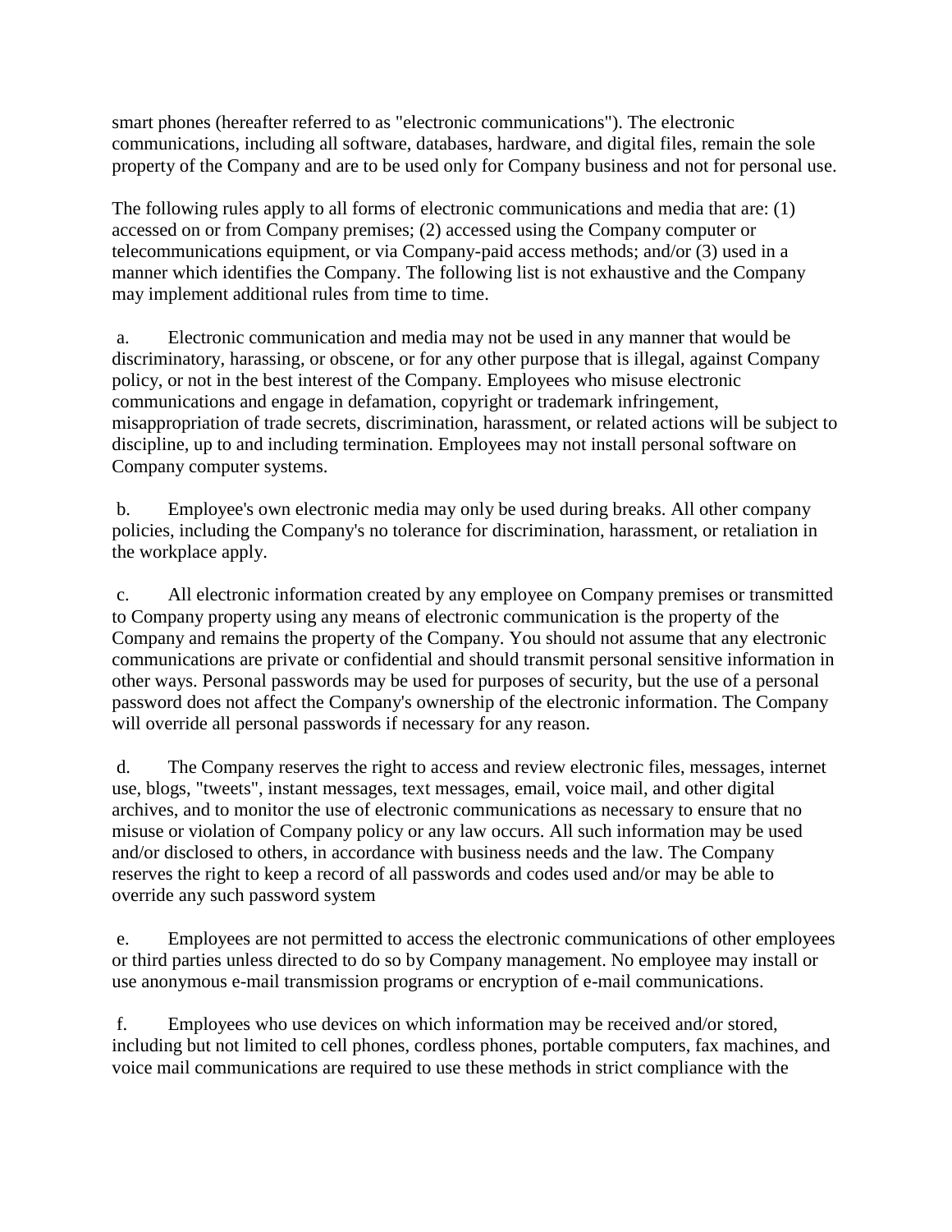smart phones (hereafter referred to as "electronic communications"). The electronic communications, including all software, databases, hardware, and digital files, remain the sole property of the Company and are to be used only for Company business and not for personal use.

The following rules apply to all forms of electronic communications and media that are: (1) accessed on or from Company premises; (2) accessed using the Company computer or telecommunications equipment, or via Company-paid access methods; and/or (3) used in a manner which identifies the Company. The following list is not exhaustive and the Company may implement additional rules from time to time.

a. Electronic communication and media may not be used in any manner that would be discriminatory, harassing, or obscene, or for any other purpose that is illegal, against Company policy, or not in the best interest of the Company. Employees who misuse electronic communications and engage in defamation, copyright or trademark infringement, misappropriation of trade secrets, discrimination, harassment, or related actions will be subject to discipline, up to and including termination. Employees may not install personal software on Company computer systems.

b. Employee's own electronic media may only be used during breaks. All other company policies, including the Company's no tolerance for discrimination, harassment, or retaliation in the workplace apply.

c. All electronic information created by any employee on Company premises or transmitted to Company property using any means of electronic communication is the property of the Company and remains the property of the Company. You should not assume that any electronic communications are private or confidential and should transmit personal sensitive information in other ways. Personal passwords may be used for purposes of security, but the use of a personal password does not affect the Company's ownership of the electronic information. The Company will override all personal passwords if necessary for any reason.

d. The Company reserves the right to access and review electronic files, messages, internet use, blogs, "tweets", instant messages, text messages, email, voice mail, and other digital archives, and to monitor the use of electronic communications as necessary to ensure that no misuse or violation of Company policy or any law occurs. All such information may be used and/or disclosed to others, in accordance with business needs and the law. The Company reserves the right to keep a record of all passwords and codes used and/or may be able to override any such password system

e. Employees are not permitted to access the electronic communications of other employees or third parties unless directed to do so by Company management. No employee may install or use anonymous e-mail transmission programs or encryption of e-mail communications.

f. Employees who use devices on which information may be received and/or stored, including but not limited to cell phones, cordless phones, portable computers, fax machines, and voice mail communications are required to use these methods in strict compliance with the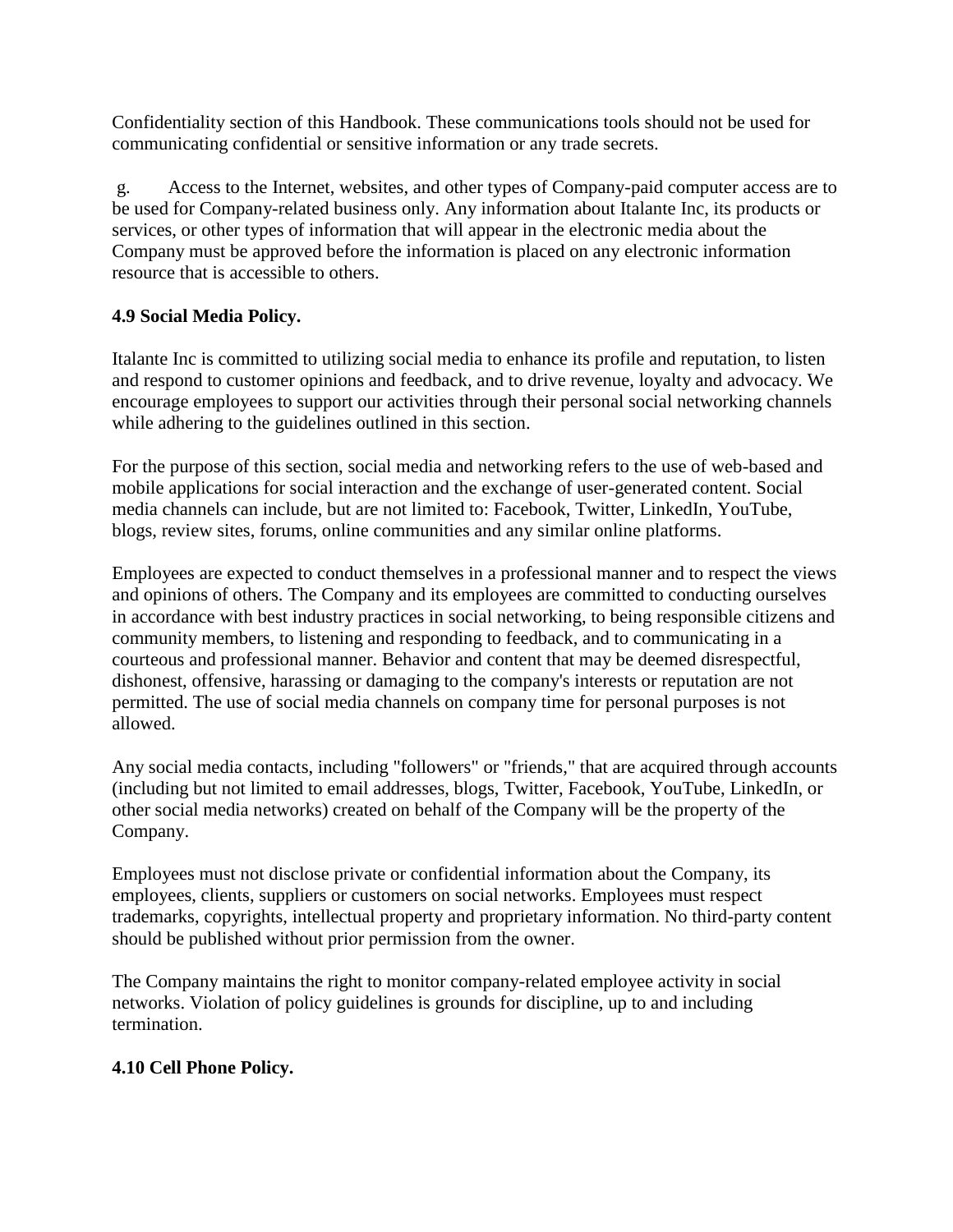Confidentiality section of this Handbook. These communications tools should not be used for communicating confidential or sensitive information or any trade secrets.

g. Access to the Internet, websites, and other types of Company-paid computer access are to be used for Company-related business only. Any information about Italante Inc, its products or services, or other types of information that will appear in the electronic media about the Company must be approved before the information is placed on any electronic information resource that is accessible to others.

**4.9 Social Media Policy.**

Italante Inc is committed to utilizing social media to enhance its profile and reputation, to listen and respond to customer opinions and feedback, and to drive revenue, loyalty and advocacy. We encourage employees to support our activities through their personal social networking channels while adhering to the guidelines outlined in this section.

For the purpose of this section, social media and networking refers to the use of web-based and mobile applications for social interaction and the exchange of user-generated content. Social media channels can include, but are not limited to: Facebook, Twitter, LinkedIn, YouTube, blogs, review sites, forums, online communities and any similar online platforms.

Employees are expected to conduct themselves in a professional manner and to respect the views and opinions of others. The Company and its employees are committed to conducting ourselves in accordance with best industry practices in social networking, to being responsible citizens and community members, to listening and responding to feedback, and to communicating in a courteous and professional manner. Behavior and content that may be deemed disrespectful, dishonest, offensive, harassing or damaging to the company's interests or reputation are not permitted. The use of social media channels on company time for personal purposes is not allowed.

Any social media contacts, including "followers" or "friends," that are acquired through accounts (including but not limited to email addresses, blogs, Twitter, Facebook, YouTube, LinkedIn, or other social media networks) created on behalf of the Company will be the property of the Company.

Employees must not disclose private or confidential information about the Company, its employees, clients, suppliers or customers on social networks. Employees must respect trademarks, copyrights, intellectual property and proprietary information. No third-party content should be published without prior permission from the owner.

The Company maintains the right to monitor company-related employee activity in social networks. Violation of policy guidelines is grounds for discipline, up to and including termination.

**4.10 Cell Phone Policy.**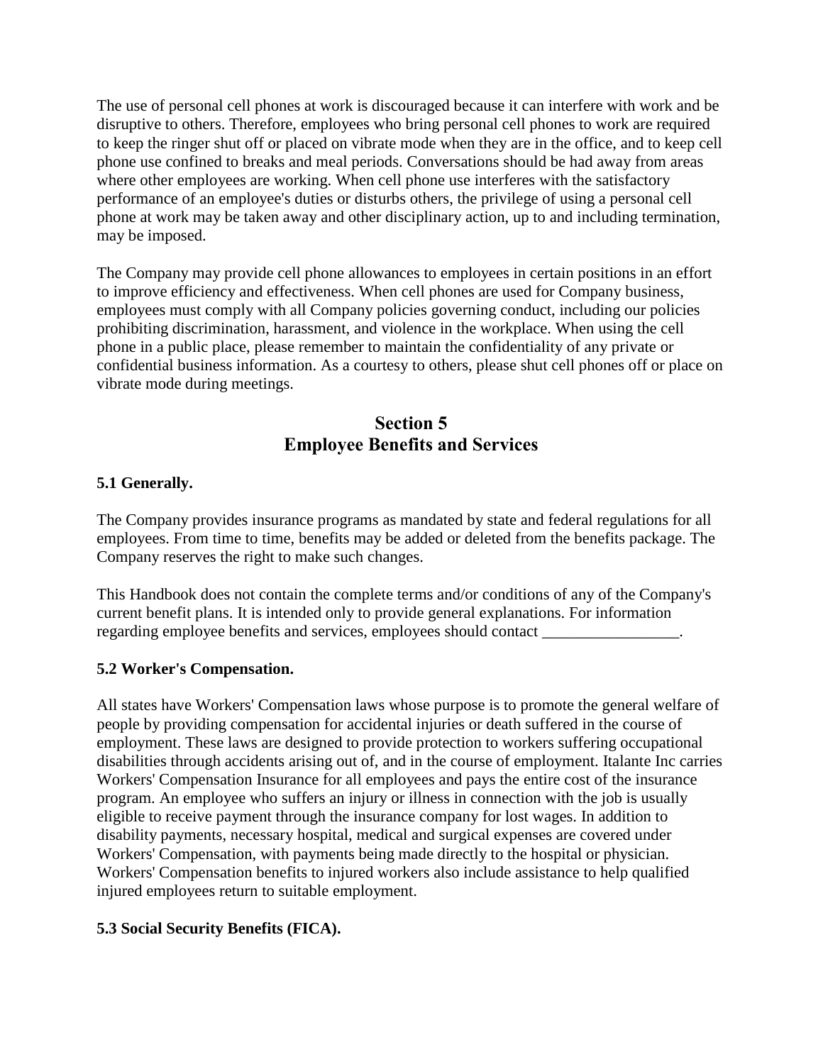The use of personal cell phones at work is discouraged because it can interfere with work and be disruptive to others. Therefore, employees who bring personal cell phones to work are required to keep the ringer shut off or placed on vibrate mode when they are in the office, and to keep cell phone use confined to breaks and meal periods. Conversations should be had away from areas where other employees are working. When cell phone use interferes with the satisfactory performance of an employee's duties or disturbs others, the privilege of using a personal cell phone at work may be taken away and other disciplinary action, up to and including termination, may be imposed.

The Company may provide cell phone allowances to employees in certain positions in an effort to improve efficiency and effectiveness. When cell phones are used for Company business, employees must comply with all Company policies governing conduct, including our policies prohibiting discrimination, harassment, and violence in the workplace. When using the cell phone in a public place, please remember to maintain the confidentiality of any private or confidential business information. As a courtesy to others, please shut cell phones off or place on vibrate mode during meetings.

## Section 5
## Employee Benefits and Services

**5.1 Generally.**

The Company provides insurance programs as mandated by state and federal regulations for all employees. From time to time, benefits may be added or deleted from the benefits package. The Company reserves the right to make such changes.

This Handbook does not contain the complete terms and/or conditions of any of the Company's current benefit plans. It is intended only to provide general explanations. For information regarding employee benefits and services, employees should contact _________________.

**5.2 Worker's Compensation.**

All states have Workers' Compensation laws whose purpose is to promote the general welfare of people by providing compensation for accidental injuries or death suffered in the course of employment. These laws are designed to provide protection to workers suffering occupational disabilities through accidents arising out of, and in the course of employment. Italante Inc carries Workers' Compensation Insurance for all employees and pays the entire cost of the insurance program. An employee who suffers an injury or illness in connection with the job is usually eligible to receive payment through the insurance company for lost wages. In addition to disability payments, necessary hospital, medical and surgical expenses are covered under Workers' Compensation, with payments being made directly to the hospital or physician. Workers' Compensation benefits to injured workers also include assistance to help qualified injured employees return to suitable employment.

**5.3 Social Security Benefits (FICA).**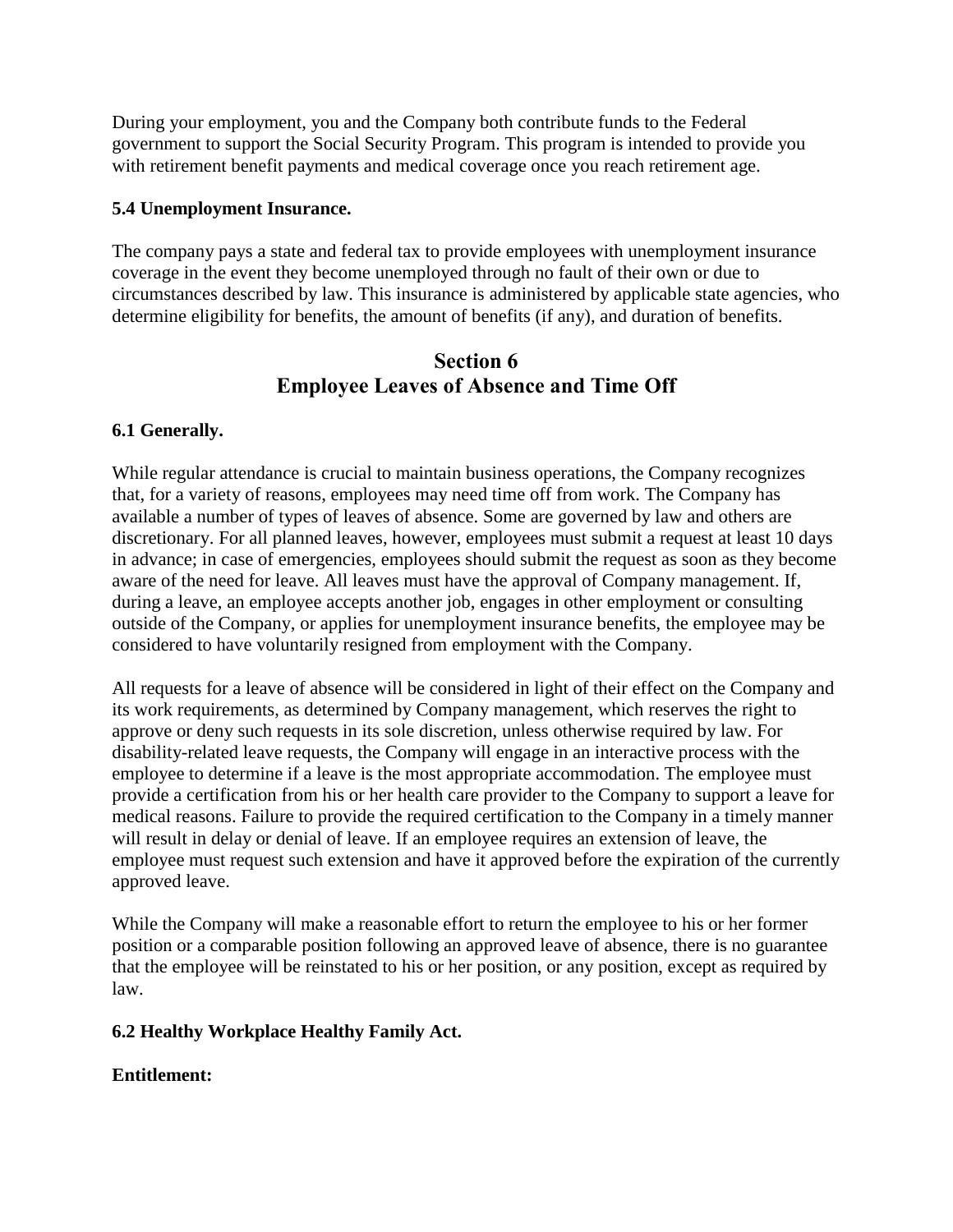During your employment, you and the Company both contribute funds to the Federal government to support the Social Security Program. This program is intended to provide you with retirement benefit payments and medical coverage once you reach retirement age.

**5.4 Unemployment Insurance.**

The company pays a state and federal tax to provide employees with unemployment insurance coverage in the event they become unemployed through no fault of their own or due to circumstances described by law. This insurance is administered by applicable state agencies, who determine eligibility for benefits, the amount of benefits (if any), and duration of benefits.

## Section 6
## Employee Leaves of Absence and Time Off

**6.1 Generally.**

While regular attendance is crucial to maintain business operations, the Company recognizes that, for a variety of reasons, employees may need time off from work. The Company has available a number of types of leaves of absence. Some are governed by law and others are discretionary. For all planned leaves, however, employees must submit a request at least 10 days in advance; in case of emergencies, employees should submit the request as soon as they become aware of the need for leave. All leaves must have the approval of Company management. If, during a leave, an employee accepts another job, engages in other employment or consulting outside of the Company, or applies for unemployment insurance benefits, the employee may be considered to have voluntarily resigned from employment with the Company.

All requests for a leave of absence will be considered in light of their effect on the Company and its work requirements, as determined by Company management, which reserves the right to approve or deny such requests in its sole discretion, unless otherwise required by law. For disability-related leave requests, the Company will engage in an interactive process with the employee to determine if a leave is the most appropriate accommodation. The employee must provide a certification from his or her health care provider to the Company to support a leave for medical reasons. Failure to provide the required certification to the Company in a timely manner will result in delay or denial of leave. If an employee requires an extension of leave, the employee must request such extension and have it approved before the expiration of the currently approved leave.

While the Company will make a reasonable effort to return the employee to his or her former position or a comparable position following an approved leave of absence, there is no guarantee that the employee will be reinstated to his or her position, or any position, except as required by law.

**6.2 Healthy Workplace Healthy Family Act.**

**Entitlement:**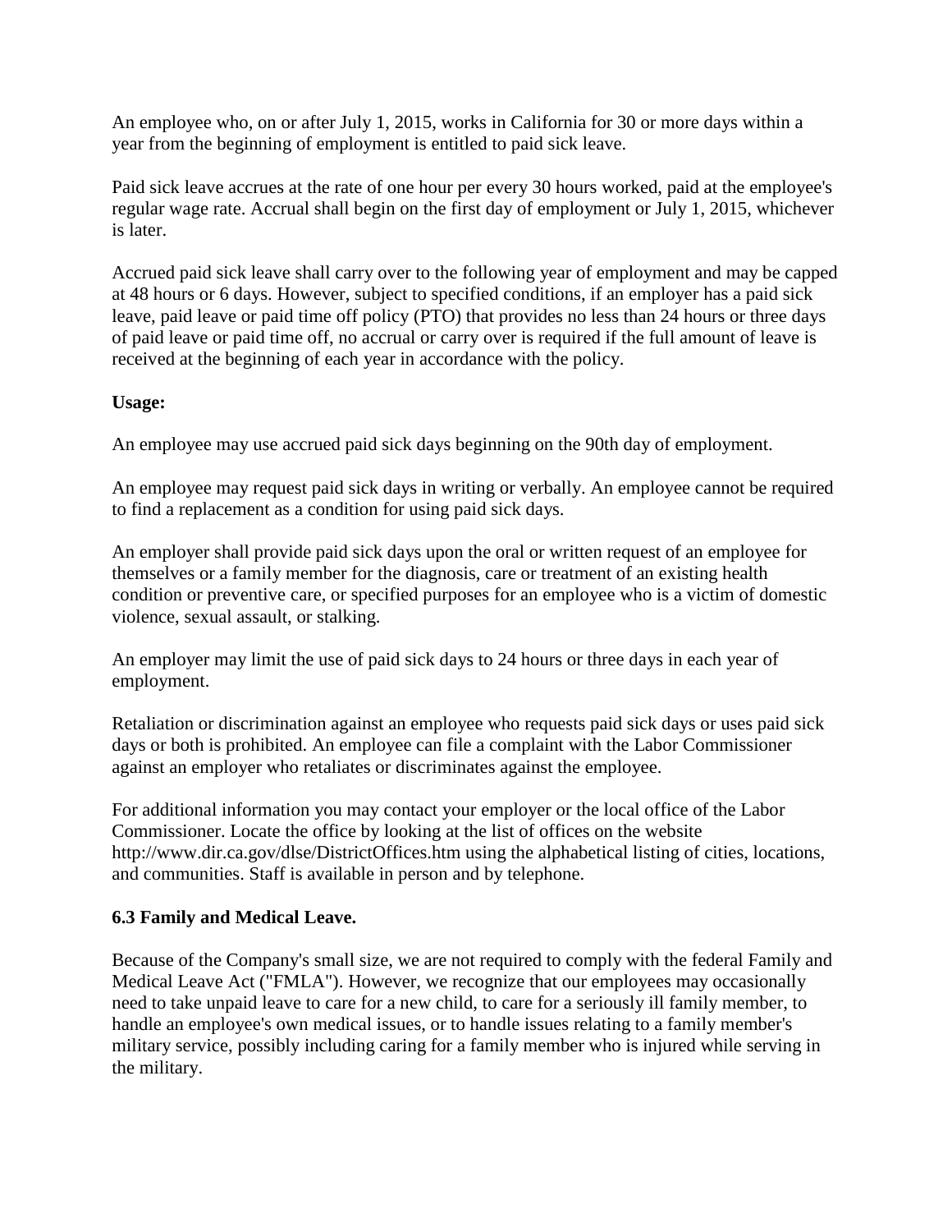An employee who, on or after July 1, 2015, works in California for 30 or more days within a year from the beginning of employment is entitled to paid sick leave.

Paid sick leave accrues at the rate of one hour per every 30 hours worked, paid at the employee's regular wage rate. Accrual shall begin on the first day of employment or July 1, 2015, whichever is later.

Accrued paid sick leave shall carry over to the following year of employment and may be capped at 48 hours or 6 days. However, subject to specified conditions, if an employer has a paid sick leave, paid leave or paid time off policy (PTO) that provides no less than 24 hours or three days of paid leave or paid time off, no accrual or carry over is required if the full amount of leave is received at the beginning of each year in accordance with the policy.

**Usage:**

An employee may use accrued paid sick days beginning on the 90th day of employment.

An employee may request paid sick days in writing or verbally. An employee cannot be required to find a replacement as a condition for using paid sick days.

An employer shall provide paid sick days upon the oral or written request of an employee for themselves or a family member for the diagnosis, care or treatment of an existing health condition or preventive care, or specified purposes for an employee who is a victim of domestic violence, sexual assault, or stalking.

An employer may limit the use of paid sick days to 24 hours or three days in each year of employment.

Retaliation or discrimination against an employee who requests paid sick days or uses paid sick days or both is prohibited. An employee can file a complaint with the Labor Commissioner against an employer who retaliates or discriminates against the employee.

For additional information you may contact your employer or the local office of the Labor Commissioner. Locate the office by looking at the list of offices on the website http://www.dir.ca.gov/dlse/DistrictOffices.htm using the alphabetical listing of cities, locations, and communities. Staff is available in person and by telephone.

**6.3 Family and Medical Leave.**

Because of the Company's small size, we are not required to comply with the federal Family and Medical Leave Act ("FMLA"). However, we recognize that our employees may occasionally need to take unpaid leave to care for a new child, to care for a seriously ill family member, to handle an employee's own medical issues, or to handle issues relating to a family member's military service, possibly including caring for a family member who is injured while serving in the military.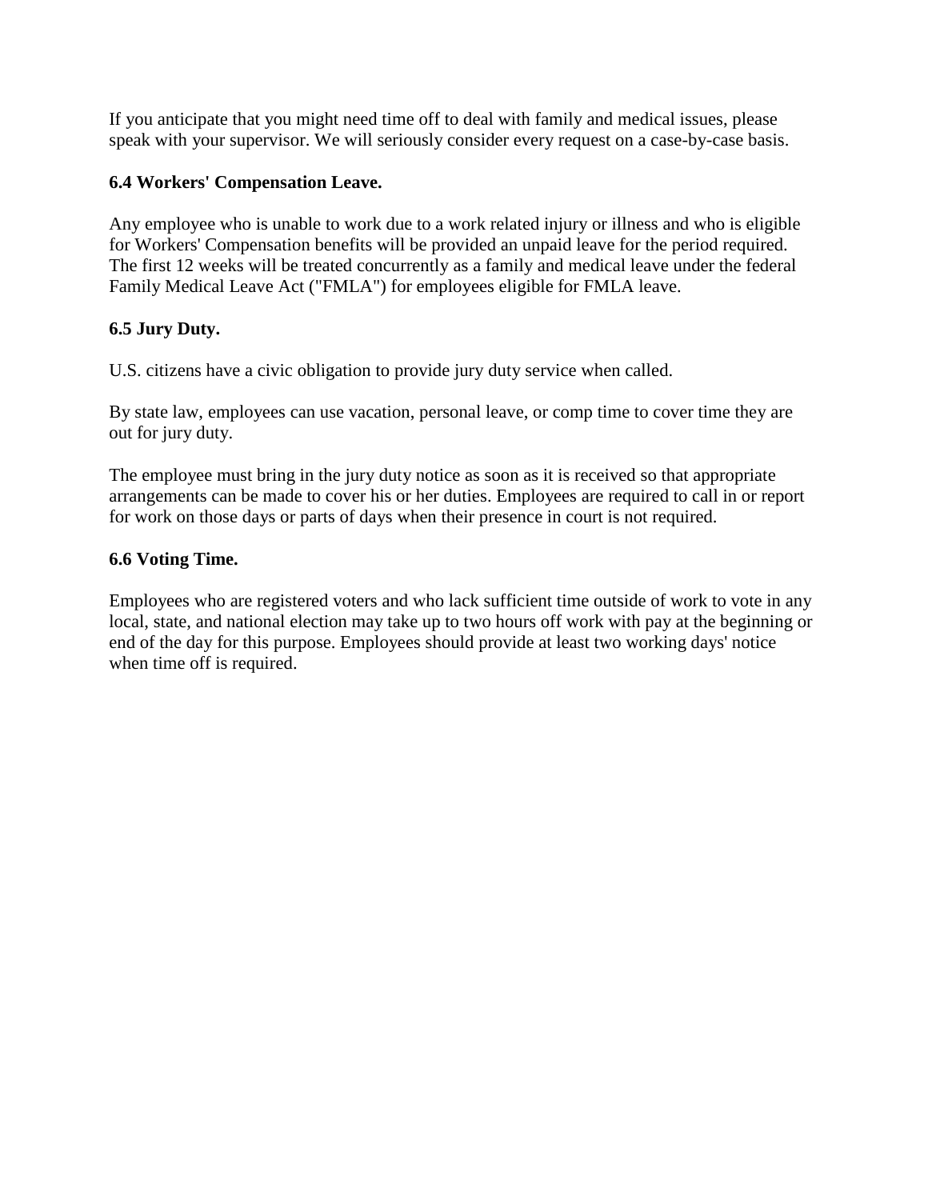If you anticipate that you might need time off to deal with family and medical issues, please speak with your supervisor. We will seriously consider every request on a case-by-case basis.

**6.4 Workers' Compensation Leave.**

Any employee who is unable to work due to a work related injury or illness and who is eligible for Workers' Compensation benefits will be provided an unpaid leave for the period required. The first 12 weeks will be treated concurrently as a family and medical leave under the federal Family Medical Leave Act ("FMLA") for employees eligible for FMLA leave.

**6.5 Jury Duty.**

U.S. citizens have a civic obligation to provide jury duty service when called.

By state law, employees can use vacation, personal leave, or comp time to cover time they are out for jury duty.

The employee must bring in the jury duty notice as soon as it is received so that appropriate arrangements can be made to cover his or her duties. Employees are required to call in or report for work on those days or parts of days when their presence in court is not required.

**6.6 Voting Time.**

Employees who are registered voters and who lack sufficient time outside of work to vote in any local, state, and national election may take up to two hours off work with pay at the beginning or end of the day for this purpose. Employees should provide at least two working days' notice when time off is required.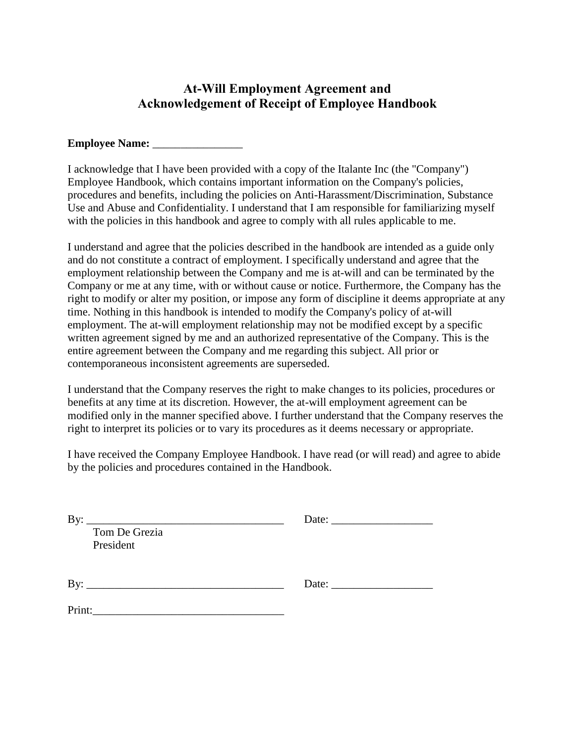# At-Will Employment Agreement and Acknowledgement of Receipt of Employee Handbook

**Employee Name:** ________________

I acknowledge that I have been provided with a copy of the Italante Inc (the "Company") Employee Handbook, which contains important information on the Company's policies, procedures and benefits, including the policies on Anti-Harassment/Discrimination, Substance Use and Abuse and Confidentiality. I understand that I am responsible for familiarizing myself with the policies in this handbook and agree to comply with all rules applicable to me.

I understand and agree that the policies described in the handbook are intended as a guide only and do not constitute a contract of employment. I specifically understand and agree that the employment relationship between the Company and me is at-will and can be terminated by the Company or me at any time, with or without cause or notice. Furthermore, the Company has the right to modify or alter my position, or impose any form of discipline it deems appropriate at any time. Nothing in this handbook is intended to modify the Company's policy of at-will employment. The at-will employment relationship may not be modified except by a specific written agreement signed by me and an authorized representative of the Company. This is the entire agreement between the Company and me regarding this subject. All prior or contemporaneous inconsistent agreements are superseded.

I understand that the Company reserves the right to make changes to its policies, procedures or benefits at any time at its discretion. However, the at-will employment agreement can be modified only in the manner specified above. I further understand that the Company reserves the right to interpret its policies or to vary its procedures as it deems necessary or appropriate.

I have received the Company Employee Handbook. I have read (or will read) and agree to abide by the policies and procedures contained in the Handbook.

By: ___________________________________ Date: __________________

Tom De Grezia
President

By: ___________________________________ Date: __________________

Print:__________________________________